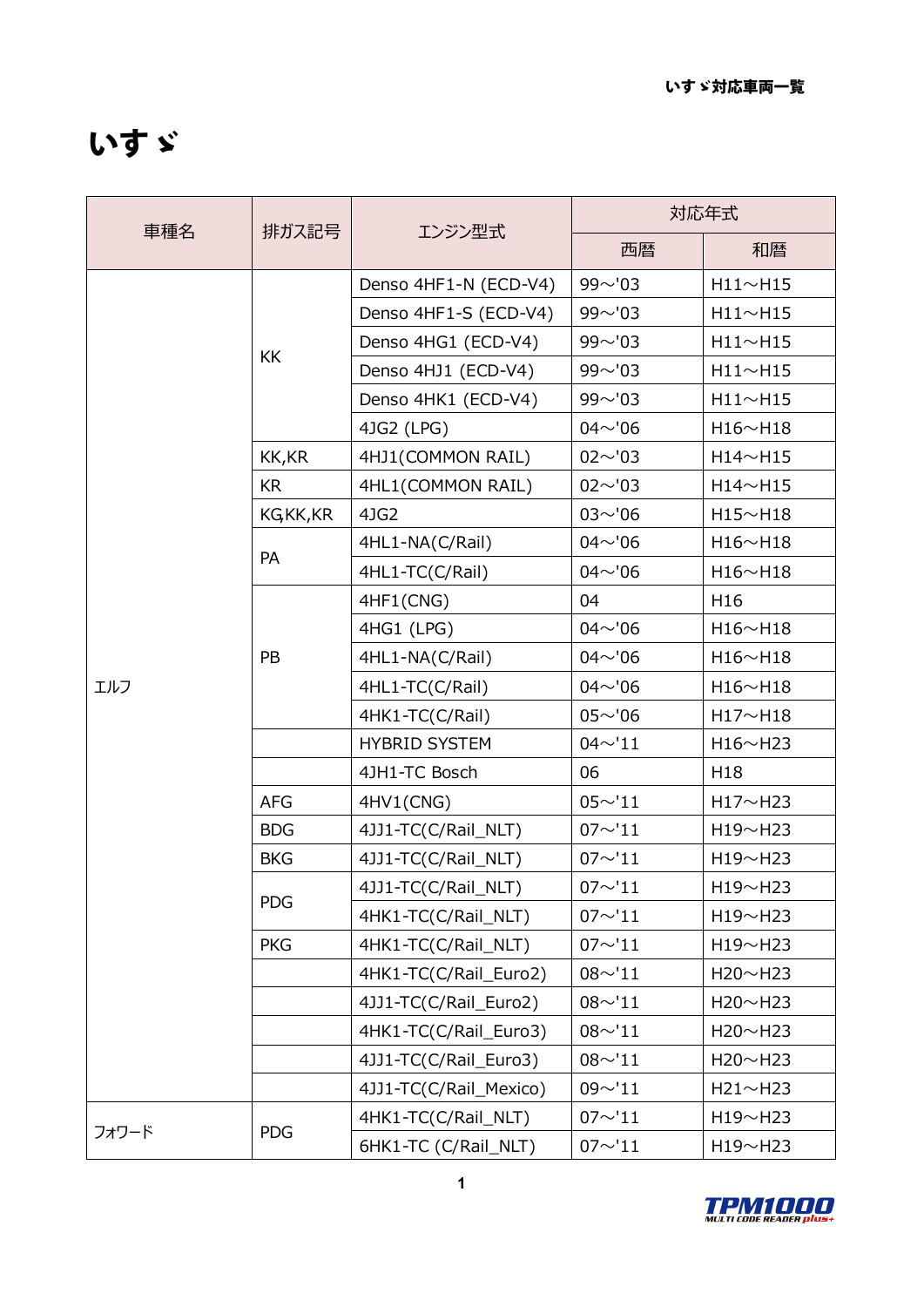# いすゞ

| 車種名 | 排ガス記号 | エンジン型式 | 対応年式 | |
|---|---|---|---|---|
| | | | 西暦 | 和暦 |
| エルフ | KK | Denso 4HF1-N (ECD-V4) | 99～'03 | H11～H15 |
| | | Denso 4HF1-S (ECD-V4) | 99～'03 | H11～H15 |
| | | Denso 4HG1 (ECD-V4) | 99～'03 | H11～H15 |
| | | Denso 4HJ1 (ECD-V4) | 99～'03 | H11～H15 |
| | | Denso 4HK1 (ECD-V4) | 99～'03 | H11～H15 |
| | | 4JG2 (LPG) | 04～'06 | H16～H18 |
| | KK,KR | 4HJ1(COMMON RAIL) | 02～'03 | H14～H15 |
| | KR | 4HL1(COMMON RAIL) | 02～'03 | H14～H15 |
| | KG,KK,KR | 4JG2 | 03～'06 | H15～H18 |
| | PA | 4HL1-NA(C/Rail) | 04～'06 | H16～H18 |
| | | 4HL1-TC(C/Rail) | 04～'06 | H16～H18 |
| | PB | 4HF1(CNG) | 04 | H16 |
| | | 4HG1 (LPG) | 04～'06 | H16～H18 |
| | | 4HL1-NA(C/Rail) | 04～'06 | H16～H18 |
| | | 4HL1-TC(C/Rail) | 04～'06 | H16～H18 |
| | | 4HK1-TC(C/Rail) | 05～'06 | H17～H18 |
| | | HYBRID SYSTEM | 04～'11 | H16～H23 |
| | | 4JH1-TC Bosch | 06 | H18 |
| | AFG | 4HV1(CNG) | 05～'11 | H17～H23 |
| | BDG | 4JJ1-TC(C/Rail_NLT) | 07～'11 | H19～H23 |
| | BKG | 4JJ1-TC(C/Rail_NLT) | 07～'11 | H19～H23 |
| | PDG | 4JJ1-TC(C/Rail_NLT) | 07～'11 | H19～H23 |
| | | 4HK1-TC(C/Rail_NLT) | 07～'11 | H19～H23 |
| | PKG | 4HK1-TC(C/Rail_NLT) | 07～'11 | H19～H23 |
| | | 4HK1-TC(C/Rail_Euro2) | 08～'11 | H20～H23 |
| | | 4JJ1-TC(C/Rail_Euro2) | 08～'11 | H20～H23 |
| | | 4HK1-TC(C/Rail_Euro3) | 08～'11 | H20～H23 |
| | | 4JJ1-TC(C/Rail_Euro3) | 08～'11 | H20～H23 |
| | | 4JJ1-TC(C/Rail_Mexico) | 09～'11 | H21～H23 |
| フォワード | PDG | 4HK1-TC(C/Rail_NLT) | 07～'11 | H19～H23 |
| | | 6HK1-TC (C/Rail_NLT) | 07～'11 | H19～H23 |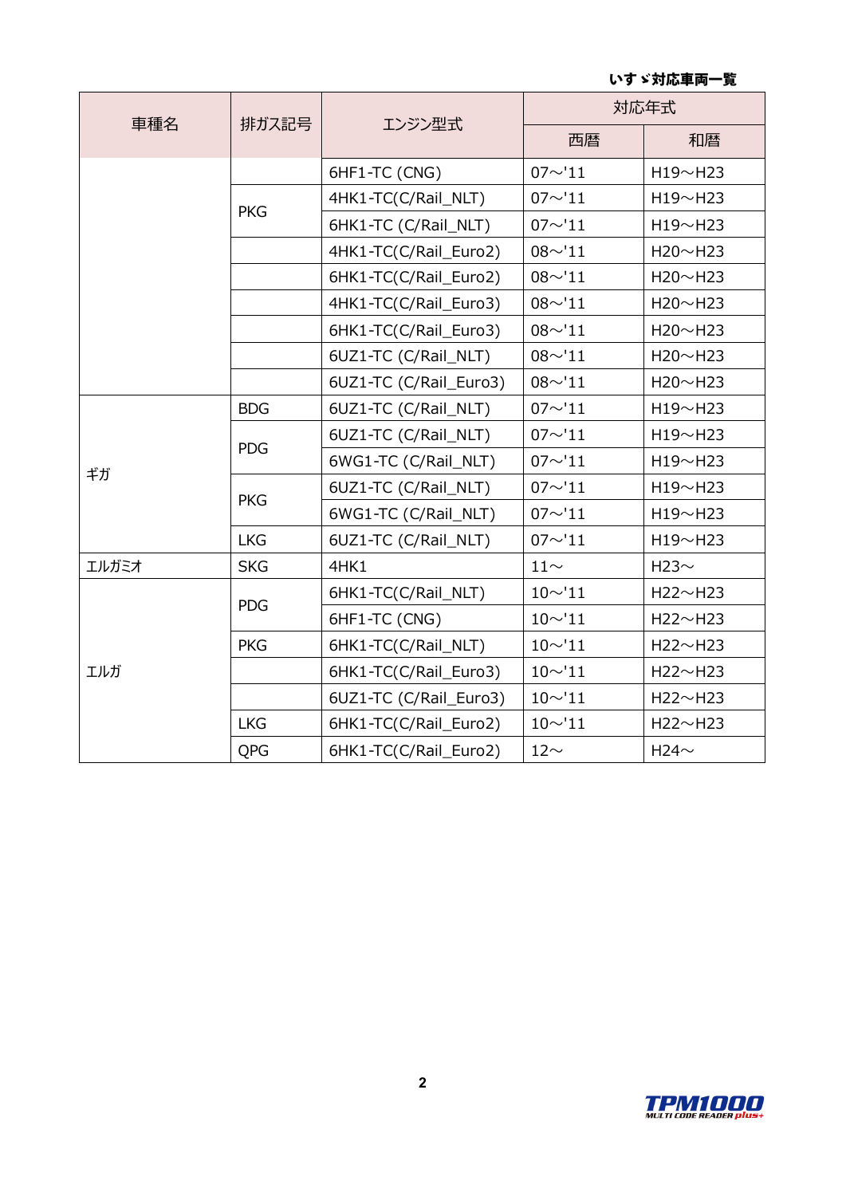いすゞ対応車両一覧

| 車種名 | 排ガス記号 | エンジン型式 | 対応年式 | |
|---|---|---|---|---|
| | | | 西暦 | 和暦 |
| | | 6HF1-TC (CNG) | 07～'11 | H19～H23 |
| | PKG | 4HK1-TC(C/Rail_NLT) | 07～'11 | H19～H23 |
| | | 6HK1-TC (C/Rail_NLT) | 07～'11 | H19～H23 |
| | | 4HK1-TC(C/Rail_Euro2) | 08～'11 | H20～H23 |
| | | 6HK1-TC(C/Rail_Euro2) | 08～'11 | H20～H23 |
| | | 4HK1-TC(C/Rail_Euro3) | 08～'11 | H20～H23 |
| | | 6HK1-TC(C/Rail_Euro3) | 08～'11 | H20～H23 |
| | | 6UZ1-TC (C/Rail_NLT) | 08～'11 | H20～H23 |
| | | 6UZ1-TC (C/Rail_Euro3) | 08～'11 | H20～H23 |
| ギガ | BDG | 6UZ1-TC (C/Rail_NLT) | 07～'11 | H19～H23 |
| | PDG | 6UZ1-TC (C/Rail_NLT) | 07～'11 | H19～H23 |
| | | 6WG1-TC (C/Rail_NLT) | 07～'11 | H19～H23 |
| | PKG | 6UZ1-TC (C/Rail_NLT) | 07～'11 | H19～H23 |
| | | 6WG1-TC (C/Rail_NLT) | 07～'11 | H19～H23 |
| | LKG | 6UZ1-TC (C/Rail_NLT) | 07～'11 | H19～H23 |
| エルガミオ | SKG | 4HK1 | 11～ | H23～ |
| エルガ | PDG | 6HK1-TC(C/Rail_NLT) | 10～'11 | H22～H23 |
| | | 6HF1-TC (CNG) | 10～'11 | H22～H23 |
| | PKG | 6HK1-TC(C/Rail_NLT) | 10～'11 | H22～H23 |
| | | 6HK1-TC(C/Rail_Euro3) | 10～'11 | H22～H23 |
| | | 6UZ1-TC (C/Rail_Euro3) | 10～'11 | H22～H23 |
| | LKG | 6HK1-TC(C/Rail_Euro2) | 10～'11 | H22～H23 |
| | QPG | 6HK1-TC(C/Rail_Euro2) | 12～ | H24～ |

TPM1000 MULTI CODE READER plus+